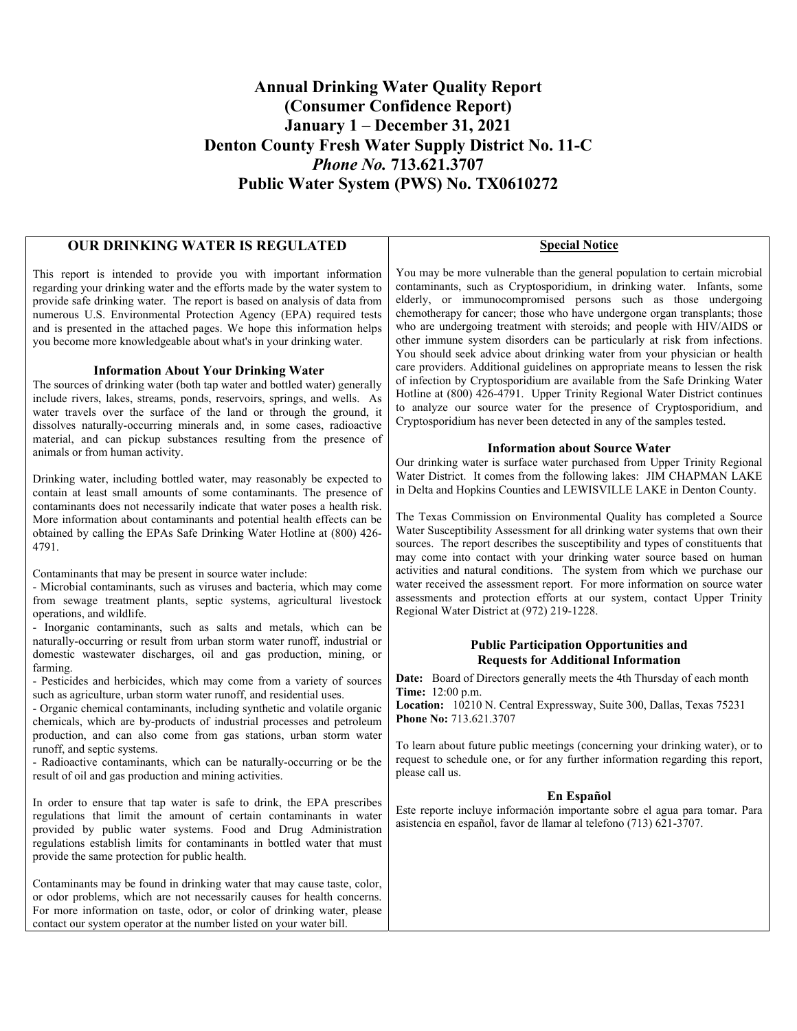# Annual Drinking Water Quality Report
# (Consumer Confidence Report)
# January 1 – December 31, 2021
# Denton County Fresh Water Supply District No. 11-C
# *Phone No.* 713.621.3707
# Public Water System (PWS) No. TX0610272

## OUR DRINKING WATER IS REGULATED

This report is intended to provide you with important information regarding your drinking water and the efforts made by the water system to provide safe drinking water. The report is based on analysis of data from numerous U.S. Environmental Protection Agency (EPA) required tests and is presented in the attached pages. We hope this information helps you become more knowledgeable about what's in your drinking water.

### Information About Your Drinking Water

The sources of drinking water (both tap water and bottled water) generally include rivers, lakes, streams, ponds, reservoirs, springs, and wells. As water travels over the surface of the land or through the ground, it dissolves naturally-occurring minerals and, in some cases, radioactive material, and can pickup substances resulting from the presence of animals or from human activity.

Drinking water, including bottled water, may reasonably be expected to contain at least small amounts of some contaminants. The presence of contaminants does not necessarily indicate that water poses a health risk. More information about contaminants and potential health effects can be obtained by calling the EPAs Safe Drinking Water Hotline at (800) 426-4791.

Contaminants that may be present in source water include:

- Microbial contaminants, such as viruses and bacteria, which may come from sewage treatment plants, septic systems, agricultural livestock operations, and wildlife.
- Inorganic contaminants, such as salts and metals, which can be naturally-occurring or result from urban storm water runoff, industrial or domestic wastewater discharges, oil and gas production, mining, or farming.
- Pesticides and herbicides, which may come from a variety of sources such as agriculture, urban storm water runoff, and residential uses.
- Organic chemical contaminants, including synthetic and volatile organic chemicals, which are by-products of industrial processes and petroleum production, and can also come from gas stations, urban storm water runoff, and septic systems.
- Radioactive contaminants, which can be naturally-occurring or be the result of oil and gas production and mining activities.

In order to ensure that tap water is safe to drink, the EPA prescribes regulations that limit the amount of certain contaminants in water provided by public water systems. Food and Drug Administration regulations establish limits for contaminants in bottled water that must provide the same protection for public health.

Contaminants may be found in drinking water that may cause taste, color, or odor problems, which are not necessarily causes for health concerns. For more information on taste, odor, or color of drinking water, please contact our system operator at the number listed on your water bill.

## Special Notice

You may be more vulnerable than the general population to certain microbial contaminants, such as Cryptosporidium, in drinking water. Infants, some elderly, or immunocompromised persons such as those undergoing chemotherapy for cancer; those who have undergone organ transplants; those who are undergoing treatment with steroids; and people with HIV/AIDS or other immune system disorders can be particularly at risk from infections. You should seek advice about drinking water from your physician or health care providers. Additional guidelines on appropriate means to lessen the risk of infection by Cryptosporidium are available from the Safe Drinking Water Hotline at (800) 426-4791. Upper Trinity Regional Water District continues to analyze our source water for the presence of Cryptosporidium, and Cryptosporidium has never been detected in any of the samples tested.

### Information about Source Water

Our drinking water is surface water purchased from Upper Trinity Regional Water District. It comes from the following lakes: JIM CHAPMAN LAKE in Delta and Hopkins Counties and LEWISVILLE LAKE in Denton County.

The Texas Commission on Environmental Quality has completed a Source Water Susceptibility Assessment for all drinking water systems that own their sources. The report describes the susceptibility and types of constituents that may come into contact with your drinking water source based on human activities and natural conditions. The system from which we purchase our water received the assessment report. For more information on source water assessments and protection efforts at our system, contact Upper Trinity Regional Water District at (972) 219-1228.

### Public Participation Opportunities and Requests for Additional Information

**Date:** Board of Directors generally meets the 4th Thursday of each month
**Time:** 12:00 p.m.
**Location:** 10210 N. Central Expressway, Suite 300, Dallas, Texas 75231
**Phone No:** 713.621.3707

To learn about future public meetings (concerning your drinking water), or to request to schedule one, or for any further information regarding this report, please call us.

### En Español

Este reporte incluye información importante sobre el agua para tomar. Para asistencia en español, favor de llamar al telefono (713) 621-3707.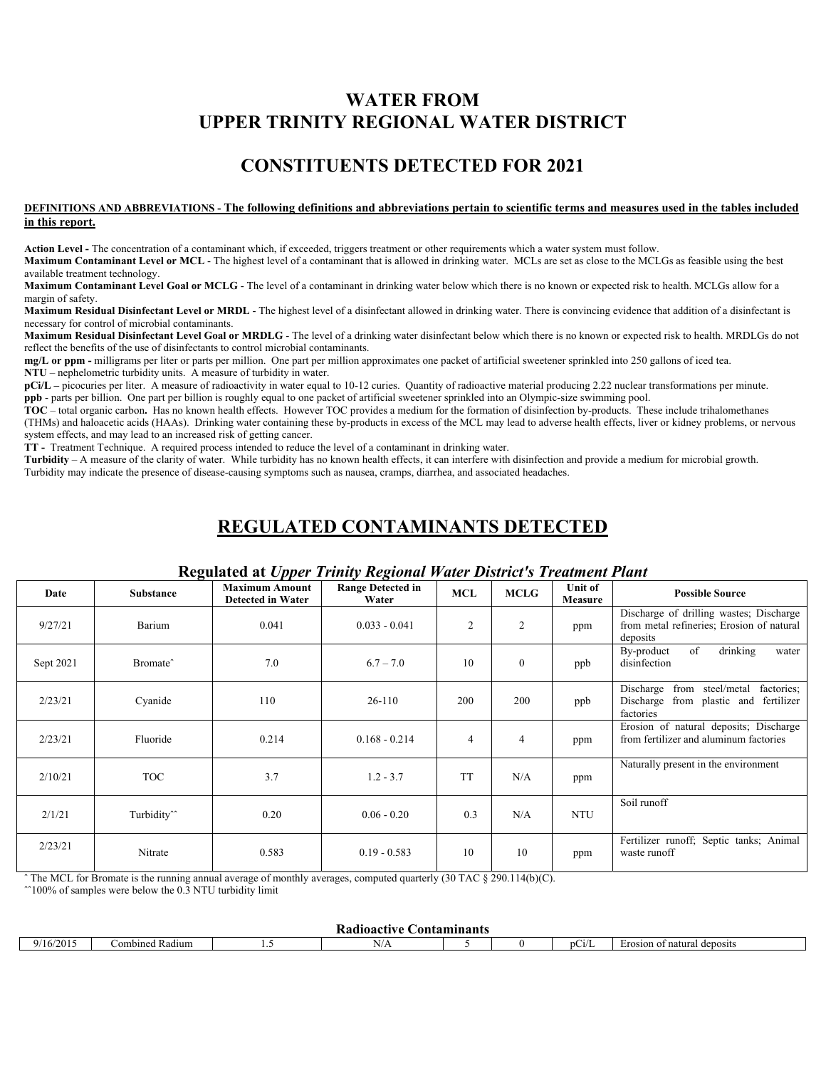# WATER FROM UPPER TRINITY REGIONAL WATER DISTRICT

## CONSTITUENTS DETECTED FOR 2021

**DEFINITIONS AND ABBREVIATIONS - The following definitions and abbreviations pertain to scientific terms and measures used in the tables included in this report.**

**Action Level -** The concentration of a contaminant which, if exceeded, triggers treatment or other requirements which a water system must follow.
**Maximum Contaminant Level or MCL** - The highest level of a contaminant that is allowed in drinking water. MCLs are set as close to the MCLGs as feasible using the best available treatment technology.
**Maximum Contaminant Level Goal or MCLG** - The level of a contaminant in drinking water below which there is no known or expected risk to health. MCLGs allow for a margin of safety.
**Maximum Residual Disinfectant Level or MRDL** - The highest level of a disinfectant allowed in drinking water. There is convincing evidence that addition of a disinfectant is necessary for control of microbial contaminants.
**Maximum Residual Disinfectant Level Goal or MRDLG** - The level of a drinking water disinfectant below which there is no known or expected risk to health. MRDLGs do not reflect the benefits of the use of disinfectants to control microbial contaminants.
**mg/L or ppm -** milligrams per liter or parts per million. One part per million approximates one packet of artificial sweetener sprinkled into 250 gallons of iced tea.
**NTU** – nephelometric turbidity units. A measure of turbidity in water.
**pCi/L –** picocuries per liter. A measure of radioactivity in water equal to 10-12 curies. Quantity of radioactive material producing 2.22 nuclear transformations per minute.
**ppb** - parts per billion. One part per billion is roughly equal to one packet of artificial sweetener sprinkled into an Olympic-size swimming pool.
**TOC** – total organic carbon**.** Has no known health effects. However TOC provides a medium for the formation of disinfection by-products. These include trihalomethanes (THMs) and haloacetic acids (HAAs). Drinking water containing these by-products in excess of the MCL may lead to adverse health effects, liver or kidney problems, or nervous system effects, and may lead to an increased risk of getting cancer.
**TT -** Treatment Technique. A required process intended to reduce the level of a contaminant in drinking water.
**Turbidity** – A measure of the clarity of water. While turbidity has no known health effects, it can interfere with disinfection and provide a medium for microbial growth. Turbidity may indicate the presence of disease-causing symptoms such as nausea, cramps, diarrhea, and associated headaches.

## REGULATED CONTAMINANTS DETECTED

### Regulated at *Upper Trinity Regional Water District's Treatment Plant*

| Date | Substance | Maximum Amount Detected in Water | Range Detected in Water | MCL | MCLG | Unit of Measure | Possible Source |
|---|---|---|---|---|---|---|---|
| 9/27/21 | Barium | 0.041 | 0.033 - 0.041 | 2 | 2 | ppm | Discharge of drilling wastes; Discharge from metal refineries; Erosion of natural deposits |
| Sept 2021 | Bromate^ | 7.0 | 6.7 – 7.0 | 10 | 0 | ppb | By-product of drinking water disinfection |
| 2/23/21 | Cyanide | 110 | 26-110 | 200 | 200 | ppb | Discharge from steel/metal factories; Discharge from plastic and fertilizer factories |
| 2/23/21 | Fluoride | 0.214 | 0.168 - 0.214 | 4 | 4 | ppm | Erosion of natural deposits; Discharge from fertilizer and aluminum factories |
| 2/10/21 | TOC | 3.7 | 1.2 - 3.7 | TT | N/A | ppm | Naturally present in the environment |
| 2/1/21 | Turbidity^^ | 0.20 | 0.06 - 0.20 | 0.3 | N/A | NTU | Soil runoff |
| 2/23/21 | Nitrate | 0.583 | 0.19 - 0.583 | 10 | 10 | ppm | Fertilizer runoff; Septic tanks; Animal waste runoff |

^ The MCL for Bromate is the running annual average of monthly averages, computed quarterly (30 TAC § 290.114(b)(C).
^^100% of samples were below the 0.3 NTU turbidity limit

**Radioactive Contaminants**

| Date | Substance | Maximum Amount Detected in Water | Range Detected in Water | MCL | MCLG | Unit of Measure | Possible Source |
|---|---|---|---|---|---|---|---|
| 9/16/2015 | Combined Radium | 1.5 | N/A | 5 | 0 | pCi/L | Erosion of natural deposits |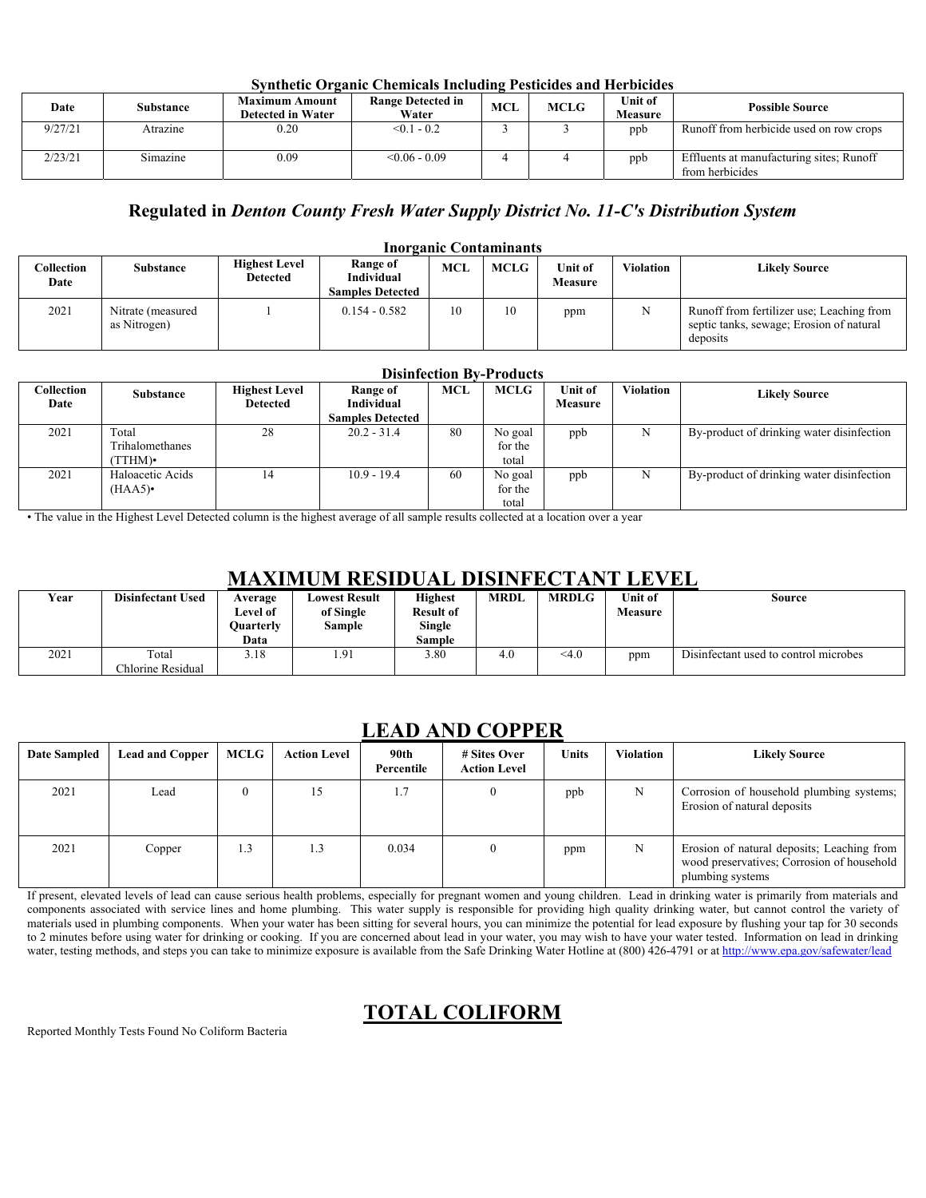### Synthetic Organic Chemicals Including Pesticides and Herbicides

| Date | Substance | Maximum Amount Detected in Water | Range Detected in Water | MCL | MCLG | Unit of Measure | Possible Source |
|---|---|---|---|---|---|---|---|
| 9/27/21 | Atrazine | 0.20 | <0.1 - 0.2 | 3 | 3 | ppb | Runoff from herbicide used on row crops |
| 2/23/21 | Simazine | 0.09 | <0.06 - 0.09 | 4 | 4 | ppb | Effluents at manufacturing sites; Runoff from herbicides |

## Regulated in *Denton County Fresh Water Supply District No. 11-C's Distribution System*

### Inorganic Contaminants

| Collection Date | Substance | Highest Level Detected | Range of Individual Samples Detected | MCL | MCLG | Unit of Measure | Violation | Likely Source |
|---|---|---|---|---|---|---|---|---|
| 2021 | Nitrate (measured as Nitrogen) | 1 | 0.154 - 0.582 | 10 | 10 | ppm | N | Runoff from fertilizer use; Leaching from septic tanks, sewage; Erosion of natural deposits |

### Disinfection By-Products

| Collection Date | Substance | Highest Level Detected | Range of Individual Samples Detected | MCL | MCLG | Unit of Measure | Violation | Likely Source |
|---|---|---|---|---|---|---|---|---|
| 2021 | Total Trihalomethanes (TTHM)• | 28 | 20.2 - 31.4 | 80 | No goal for the total | ppb | N | By-product of drinking water disinfection |
| 2021 | Haloacetic Acids (HAA5)• | 14 | 10.9 - 19.4 | 60 | No goal for the total | ppb | N | By-product of drinking water disinfection |

• The value in the Highest Level Detected column is the highest average of all sample results collected at a location over a year

## MAXIMUM RESIDUAL DISINFECTANT LEVEL

| Year | Disinfectant Used | Average Level of Quarterly Data | Lowest Result of Single Sample | Highest Result of Single Sample | MRDL | MRDLG | Unit of Measure | Source |
|---|---|---|---|---|---|---|---|---|
| 2021 | Total Chlorine Residual | 3.18 | 1.91 | 3.80 | 4.0 | <4.0 | ppm | Disinfectant used to control microbes |

## LEAD AND COPPER

| Date Sampled | Lead and Copper | MCLG | Action Level | 90th Percentile | # Sites Over Action Level | Units | Violation | Likely Source |
|---|---|---|---|---|---|---|---|---|
| 2021 | Lead | 0 | 15 | 1.7 | 0 | ppb | N | Corrosion of household plumbing systems; Erosion of natural deposits |
| 2021 | Copper | 1.3 | 1.3 | 0.034 | 0 | ppm | N | Erosion of natural deposits; Leaching from wood preservatives; Corrosion of household plumbing systems |

If present, elevated levels of lead can cause serious health problems, especially for pregnant women and young children. Lead in drinking water is primarily from materials and components associated with service lines and home plumbing. This water supply is responsible for providing high quality drinking water, but cannot control the variety of materials used in plumbing components. When your water has been sitting for several hours, you can minimize the potential for lead exposure by flushing your tap for 30 seconds to 2 minutes before using water for drinking or cooking. If you are concerned about lead in your water, you may wish to have your water tested. Information on lead in drinking water, testing methods, and steps you can take to minimize exposure is available from the Safe Drinking Water Hotline at (800) 426-4791 or at http://www.epa.gov/safewater/lead

## TOTAL COLIFORM

Reported Monthly Tests Found No Coliform Bacteria